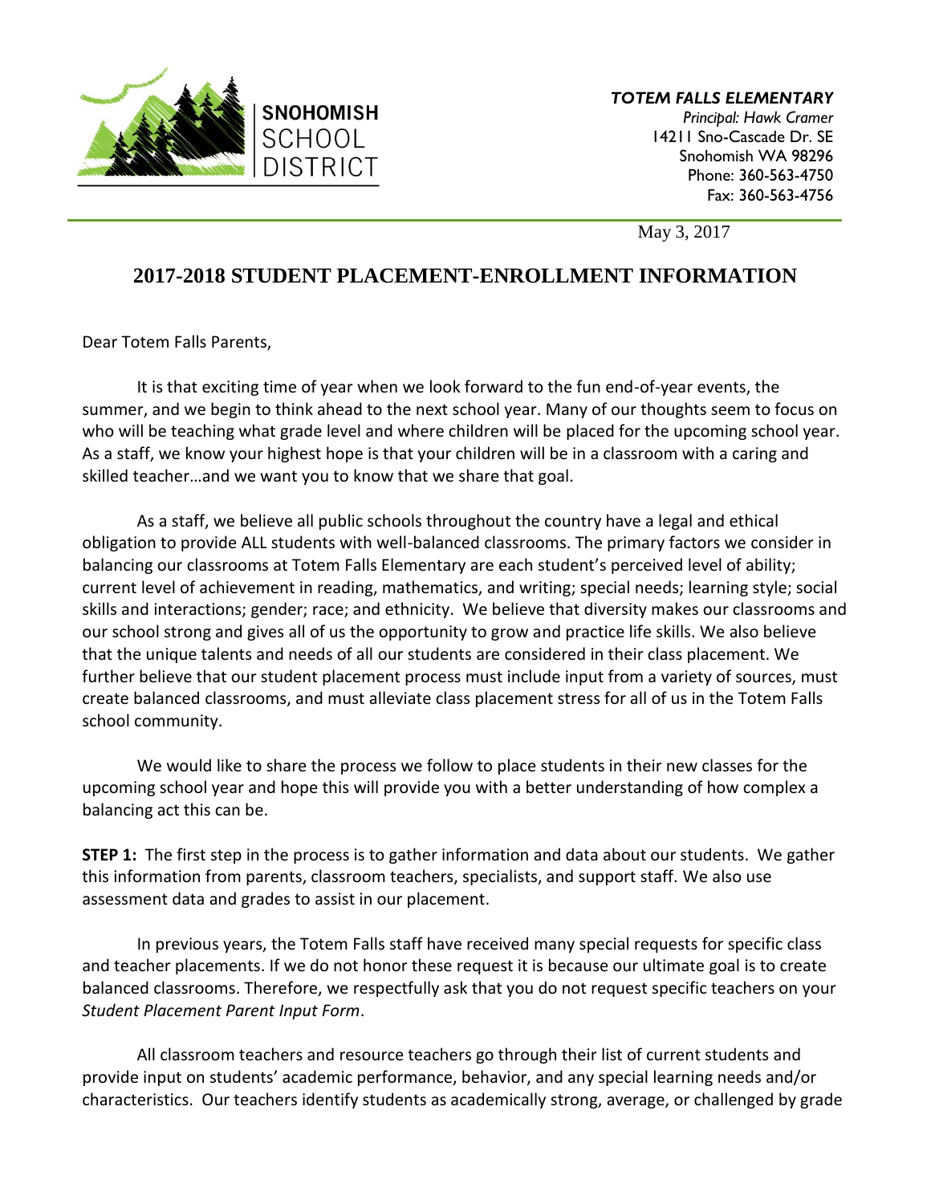SNOHOMISH SCHOOL DISTRICT

***TOTEM FALLS ELEMENTARY***
*Principal: Hawk Cramer*
14211 Sno-Cascade Dr. SE
Snohomish WA 98296
Phone: 360-563-4750
Fax: 360-563-4756

May 3, 2017

# 2017-2018 STUDENT PLACEMENT-ENROLLMENT INFORMATION

Dear Totem Falls Parents,

It is that exciting time of year when we look forward to the fun end-of-year events, the summer, and we begin to think ahead to the next school year. Many of our thoughts seem to focus on who will be teaching what grade level and where children will be placed for the upcoming school year. As a staff, we know your highest hope is that your children will be in a classroom with a caring and skilled teacher…and we want you to know that we share that goal.

As a staff, we believe all public schools throughout the country have a legal and ethical obligation to provide ALL students with well-balanced classrooms. The primary factors we consider in balancing our classrooms at Totem Falls Elementary are each student's perceived level of ability; current level of achievement in reading, mathematics, and writing; special needs; learning style; social skills and interactions; gender; race; and ethnicity. We believe that diversity makes our classrooms and our school strong and gives all of us the opportunity to grow and practice life skills. We also believe that the unique talents and needs of all our students are considered in their class placement. We further believe that our student placement process must include input from a variety of sources, must create balanced classrooms, and must alleviate class placement stress for all of us in the Totem Falls school community.

We would like to share the process we follow to place students in their new classes for the upcoming school year and hope this will provide you with a better understanding of how complex a balancing act this can be.

**STEP 1:** The first step in the process is to gather information and data about our students. We gather this information from parents, classroom teachers, specialists, and support staff. We also use assessment data and grades to assist in our placement.

In previous years, the Totem Falls staff have received many special requests for specific class and teacher placements. If we do not honor these request it is because our ultimate goal is to create balanced classrooms. Therefore, we respectfully ask that you do not request specific teachers on your *Student Placement Parent Input Form*.

All classroom teachers and resource teachers go through their list of current students and provide input on students' academic performance, behavior, and any special learning needs and/or characteristics. Our teachers identify students as academically strong, average, or challenged by grade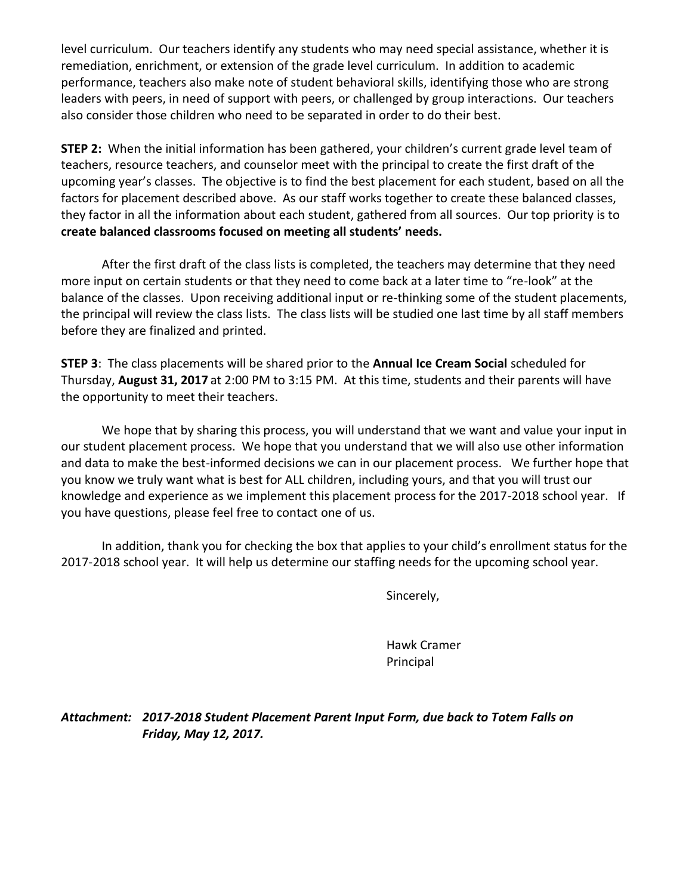level curriculum. Our teachers identify any students who may need special assistance, whether it is remediation, enrichment, or extension of the grade level curriculum. In addition to academic performance, teachers also make note of student behavioral skills, identifying those who are strong leaders with peers, in need of support with peers, or challenged by group interactions. Our teachers also consider those children who need to be separated in order to do their best.

**STEP 2:** When the initial information has been gathered, your children's current grade level team of teachers, resource teachers, and counselor meet with the principal to create the first draft of the upcoming year's classes. The objective is to find the best placement for each student, based on all the factors for placement described above. As our staff works together to create these balanced classes, they factor in all the information about each student, gathered from all sources. Our top priority is to **create balanced classrooms focused on meeting all students' needs.**

After the first draft of the class lists is completed, the teachers may determine that they need more input on certain students or that they need to come back at a later time to "re-look" at the balance of the classes. Upon receiving additional input or re-thinking some of the student placements, the principal will review the class lists. The class lists will be studied one last time by all staff members before they are finalized and printed.

**STEP 3**: The class placements will be shared prior to the **Annual Ice Cream Social** scheduled for Thursday, **August 31, 2017** at 2:00 PM to 3:15 PM. At this time, students and their parents will have the opportunity to meet their teachers.

We hope that by sharing this process, you will understand that we want and value your input in our student placement process. We hope that you understand that we will also use other information and data to make the best-informed decisions we can in our placement process. We further hope that you know we truly want what is best for ALL children, including yours, and that you will trust our knowledge and experience as we implement this placement process for the 2017-2018 school year. If you have questions, please feel free to contact one of us.

In addition, thank you for checking the box that applies to your child's enrollment status for the 2017-2018 school year. It will help us determine our staffing needs for the upcoming school year.

Sincerely,

Hawk Cramer
Principal

***Attachment: 2017-2018 Student Placement Parent Input Form, due back to Totem Falls on Friday, May 12, 2017.***